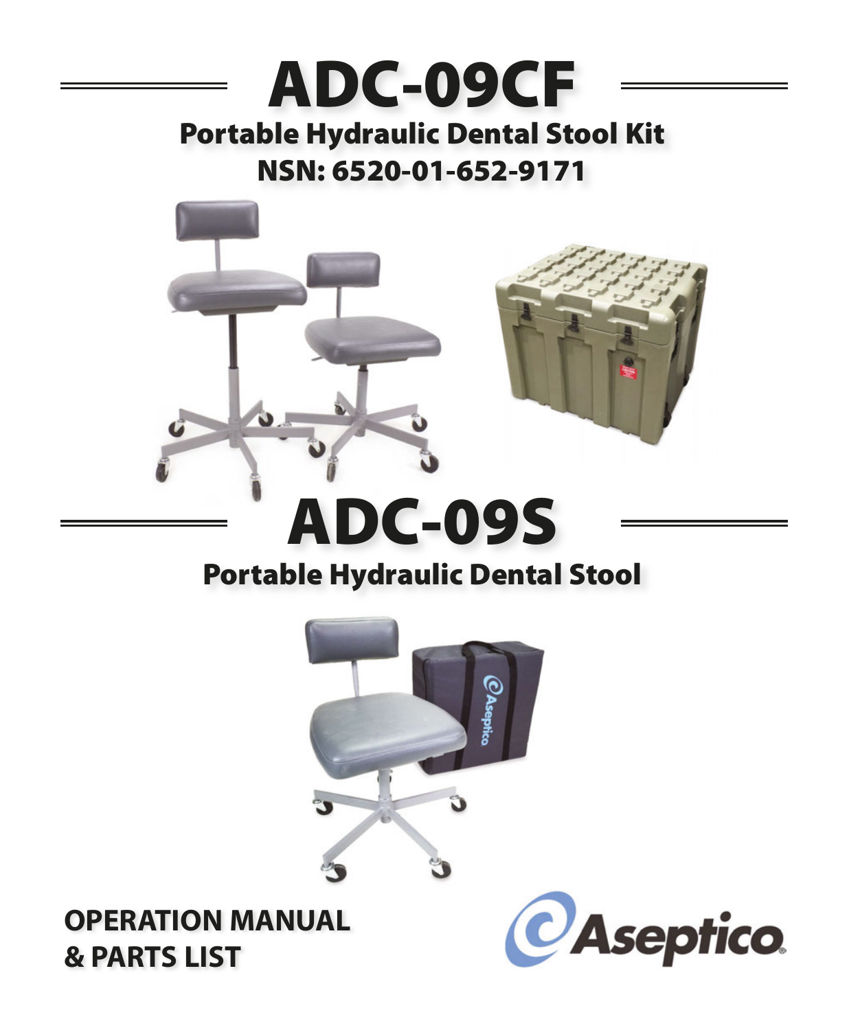# ADC-09CF

## Portable Hydraulic Dental Stool Kit

## NSN: 6520-01-652-9171

# ADC-09S

## Portable Hydraulic Dental Stool

**OPERATION MANUAL**
**& PARTS LIST**

Aseptico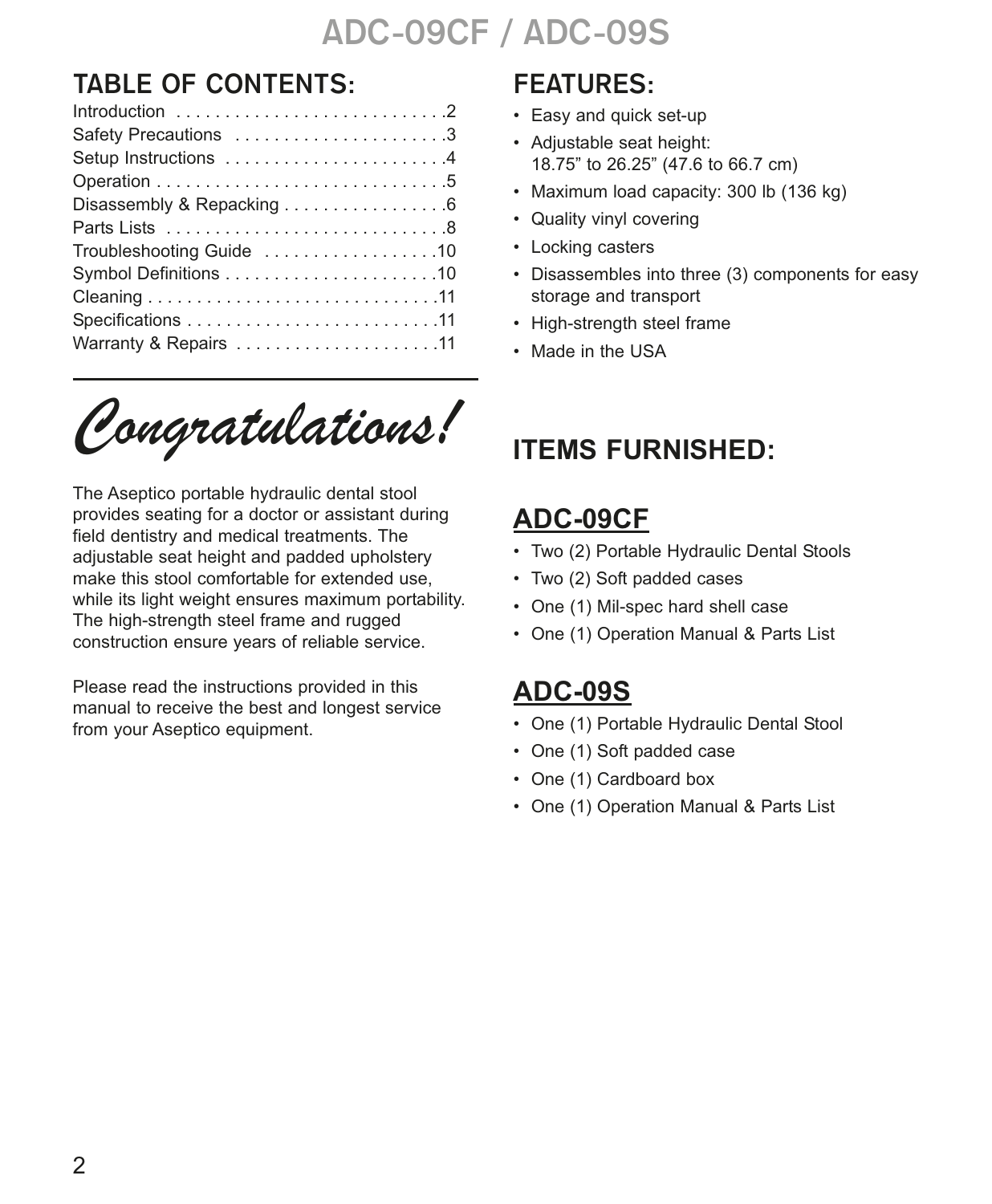# ADC-09CF / ADC-09S

## TABLE OF CONTENTS:

| | |
|---|---|
| Introduction | 2 |
| Safety Precautions | 3 |
| Setup Instructions | 4 |
| Operation | 5 |
| Disassembly & Repacking | 6 |
| Parts Lists | 8 |
| Troubleshooting Guide | 10 |
| Symbol Definitions | 10 |
| Cleaning | 11 |
| Specifications | 11 |
| Warranty & Repairs | 11 |

## *Congratulations!*

The Aseptico portable hydraulic dental stool provides seating for a doctor or assistant during field dentistry and medical treatments. The adjustable seat height and padded upholstery make this stool comfortable for extended use, while its light weight ensures maximum portability. The high-strength steel frame and rugged construction ensure years of reliable service.

Please read the instructions provided in this manual to receive the best and longest service from your Aseptico equipment.

## FEATURES:

- Easy and quick set-up
- Adjustable seat height: 18.75” to 26.25” (47.6 to 66.7 cm)
- Maximum load capacity: 300 lb (136 kg)
- Quality vinyl covering
- Locking casters
- Disassembles into three (3) components for easy storage and transport
- High-strength steel frame
- Made in the USA

## ITEMS FURNISHED:

### ADC-09CF

- Two (2) Portable Hydraulic Dental Stools
- Two (2) Soft padded cases
- One (1) Mil-spec hard shell case
- One (1) Operation Manual & Parts List

### ADC-09S

- One (1) Portable Hydraulic Dental Stool
- One (1) Soft padded case
- One (1) Cardboard box
- One (1) Operation Manual & Parts List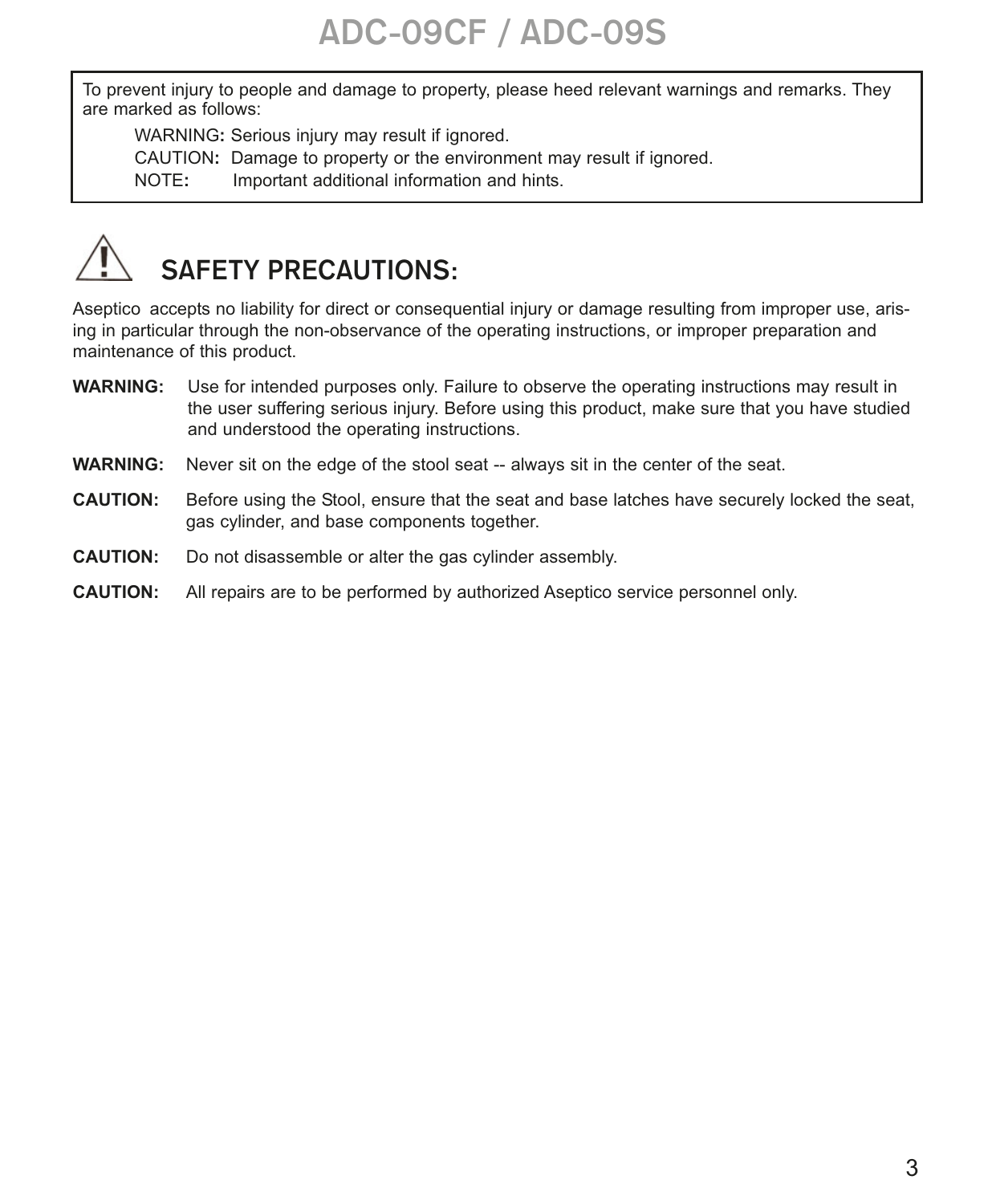To prevent injury to people and damage to property, please heed relevant warnings and remarks. They are marked as follows:

WARNING: Serious injury may result if ignored.
CAUTION: Damage to property or the environment may result if ignored.
NOTE: Important additional information and hints.

## SAFETY PRECAUTIONS:

Aseptico accepts no liability for direct or consequential injury or damage resulting from improper use, arising in particular through the non-observance of the operating instructions, or improper preparation and maintenance of this product.

**WARNING:** Use for intended purposes only. Failure to observe the operating instructions may result in the user suffering serious injury. Before using this product, make sure that you have studied and understood the operating instructions.

**WARNING:** Never sit on the edge of the stool seat -- always sit in the center of the seat.

**CAUTION:** Before using the Stool, ensure that the seat and base latches have securely locked the seat, gas cylinder, and base components together.

**CAUTION:** Do not disassemble or alter the gas cylinder assembly.

**CAUTION:** All repairs are to be performed by authorized Aseptico service personnel only.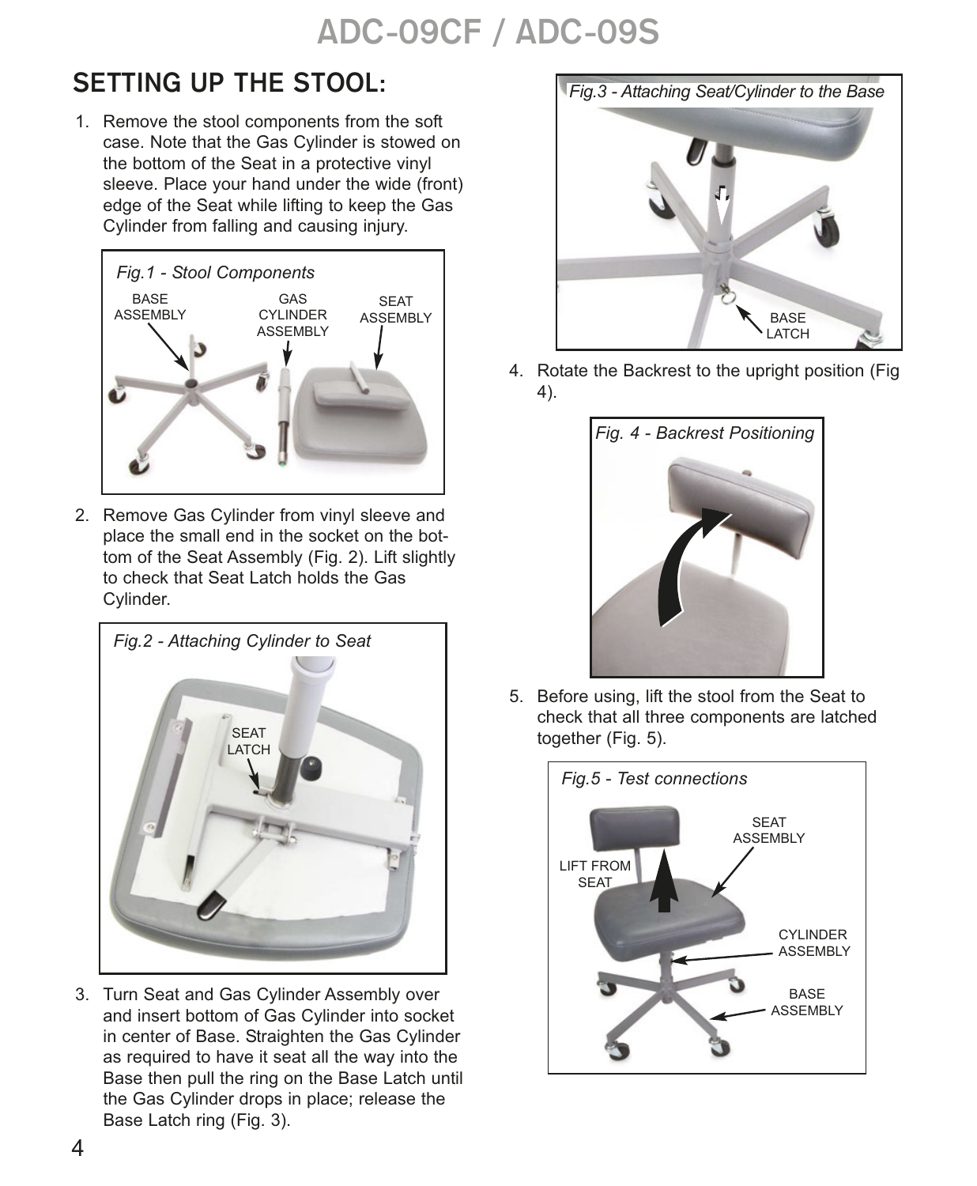## SETTING UP THE STOOL:

1. Remove the stool components from the soft case. Note that the Gas Cylinder is stowed on the bottom of the Seat in a protective vinyl sleeve. Place your hand under the wide (front) edge of the Seat while lifting to keep the Gas Cylinder from falling and causing injury.

*Fig.1 - Stool Components*

BASE ASSEMBLY    GAS CYLINDER ASSEMBLY    SEAT ASSEMBLY

2. Remove Gas Cylinder from vinyl sleeve and place the small end in the socket on the bottom of the Seat Assembly (Fig. 2). Lift slightly to check that Seat Latch holds the Gas Cylinder.

*Fig.2 - Attaching Cylinder to Seat*

SEAT LATCH

3. Turn Seat and Gas Cylinder Assembly over and insert bottom of Gas Cylinder into socket in center of Base. Straighten the Gas Cylinder as required to have it seat all the way into the Base then pull the ring on the Base Latch until the Gas Cylinder drops in place; release the Base Latch ring (Fig. 3).

*Fig.3 - Attaching Seat/Cylinder to the Base*

BASE LATCH

4. Rotate the Backrest to the upright position (Fig 4).

*Fig. 4 - Backrest Positioning*

5. Before using, lift the stool from the Seat to check that all three components are latched together (Fig. 5).

*Fig.5 - Test connections*

LIFT FROM SEAT    SEAT ASSEMBLY    CYLINDER ASSEMBLY    BASE ASSEMBLY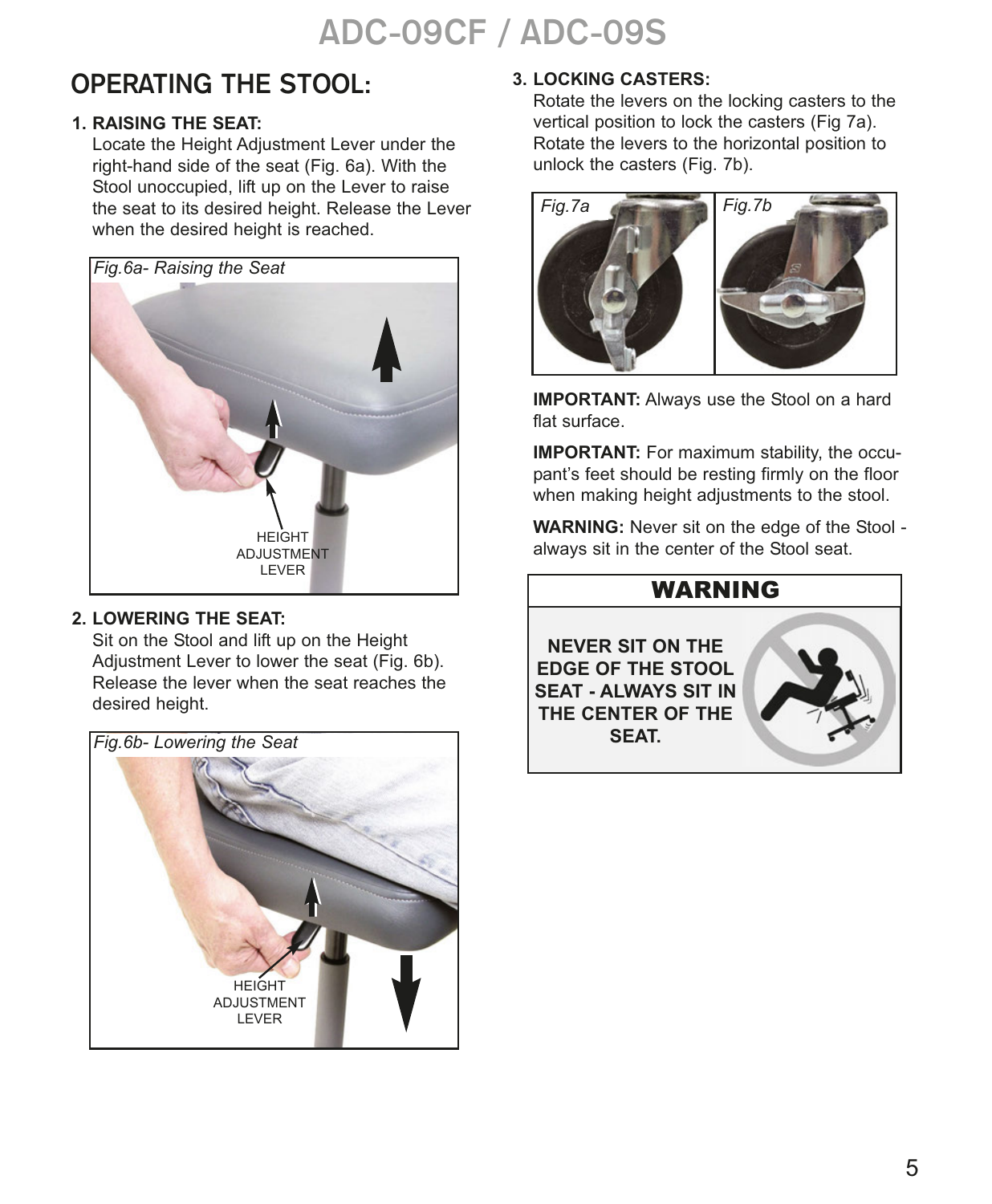## OPERATING THE STOOL:

**1. RAISING THE SEAT:**
Locate the Height Adjustment Lever under the right-hand side of the seat (Fig. 6a). With the Stool unoccupied, lift up on the Lever to raise the seat to its desired height. Release the Lever when the desired height is reached.

*Fig.6a- Raising the Seat*

HEIGHT ADJUSTMENT LEVER

**2. LOWERING THE SEAT:**
Sit on the Stool and lift up on the Height Adjustment Lever to lower the seat (Fig. 6b). Release the lever when the seat reaches the desired height.

*Fig.6b- Lowering the Seat*

HEIGHT ADJUSTMENT LEVER

**3. LOCKING CASTERS:**
Rotate the levers on the locking casters to the vertical position to lock the casters (Fig 7a). Rotate the levers to the horizontal position to unlock the casters (Fig. 7b).

*Fig.7a* *Fig.7b*

**IMPORTANT:** Always use the Stool on a hard flat surface.

**IMPORTANT:** For maximum stability, the occupant's feet should be resting firmly on the floor when making height adjustments to the stool.

**WARNING:** Never sit on the edge of the Stool - always sit in the center of the Stool seat.

**WARNING**

**NEVER SIT ON THE EDGE OF THE STOOL SEAT - ALWAYS SIT IN THE CENTER OF THE SEAT.**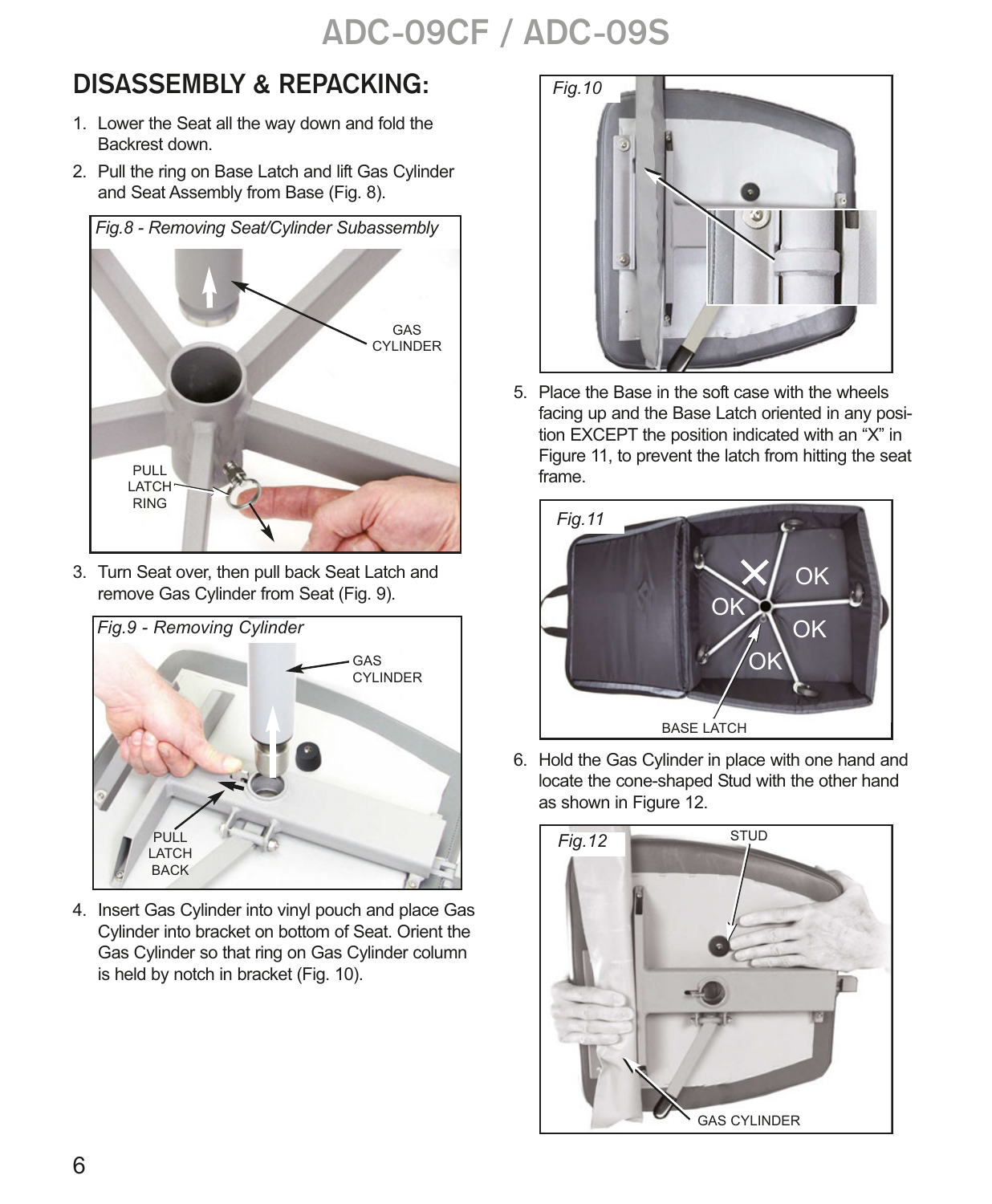## DISASSEMBLY & REPACKING:

1. Lower the Seat all the way down and fold the Backrest down.
2. Pull the ring on Base Latch and lift Gas Cylinder and Seat Assembly from Base (Fig. 8).

*Fig.8 - Removing Seat/Cylinder Subassembly*

GAS CYLINDER

PULL LATCH RING

3. Turn Seat over, then pull back Seat Latch and remove Gas Cylinder from Seat (Fig. 9).

*Fig.9 - Removing Cylinder*

GAS CYLINDER

PULL LATCH BACK

4. Insert Gas Cylinder into vinyl pouch and place Gas Cylinder into bracket on bottom of Seat. Orient the Gas Cylinder so that ring on Gas Cylinder column is held by notch in bracket (Fig. 10).

*Fig.10*

5. Place the Base in the soft case with the wheels facing up and the Base Latch oriented in any position EXCEPT the position indicated with an "X" in Figure 11, to prevent the latch from hitting the seat frame.

*Fig.11*

OK OK OK OK

BASE LATCH

6. Hold the Gas Cylinder in place with one hand and locate the cone-shaped Stud with the other hand as shown in Figure 12.

*Fig.12*

STUD

GAS CYLINDER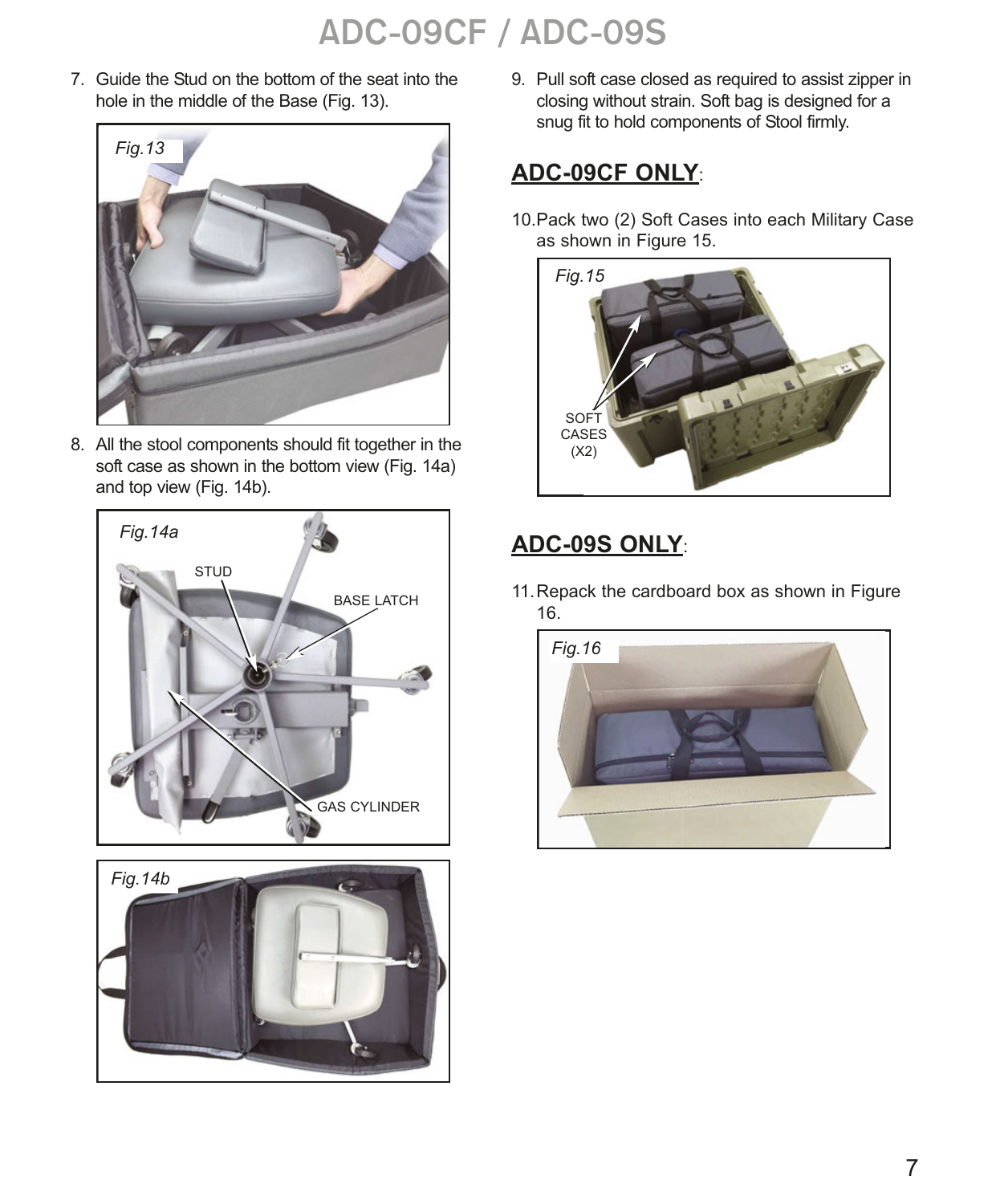7. Guide the Stud on the bottom of the seat into the hole in the middle of the Base (Fig. 13).

Fig.13

8. All the stool components should fit together in the soft case as shown in the bottom view (Fig. 14a) and top view (Fig. 14b).

Fig.14a

STUD

BASE LATCH

GAS CYLINDER

Fig.14b

9. Pull soft case closed as required to assist zipper in closing without strain. Soft bag is designed for a snug fit to hold components of Stool firmly.

## ADC-09CF ONLY:

10. Pack two (2) Soft Cases into each Military Case as shown in Figure 15.

Fig.15

SOFT CASES (X2)

## ADC-09S ONLY:

11. Repack the cardboard box as shown in Figure 16.

Fig.16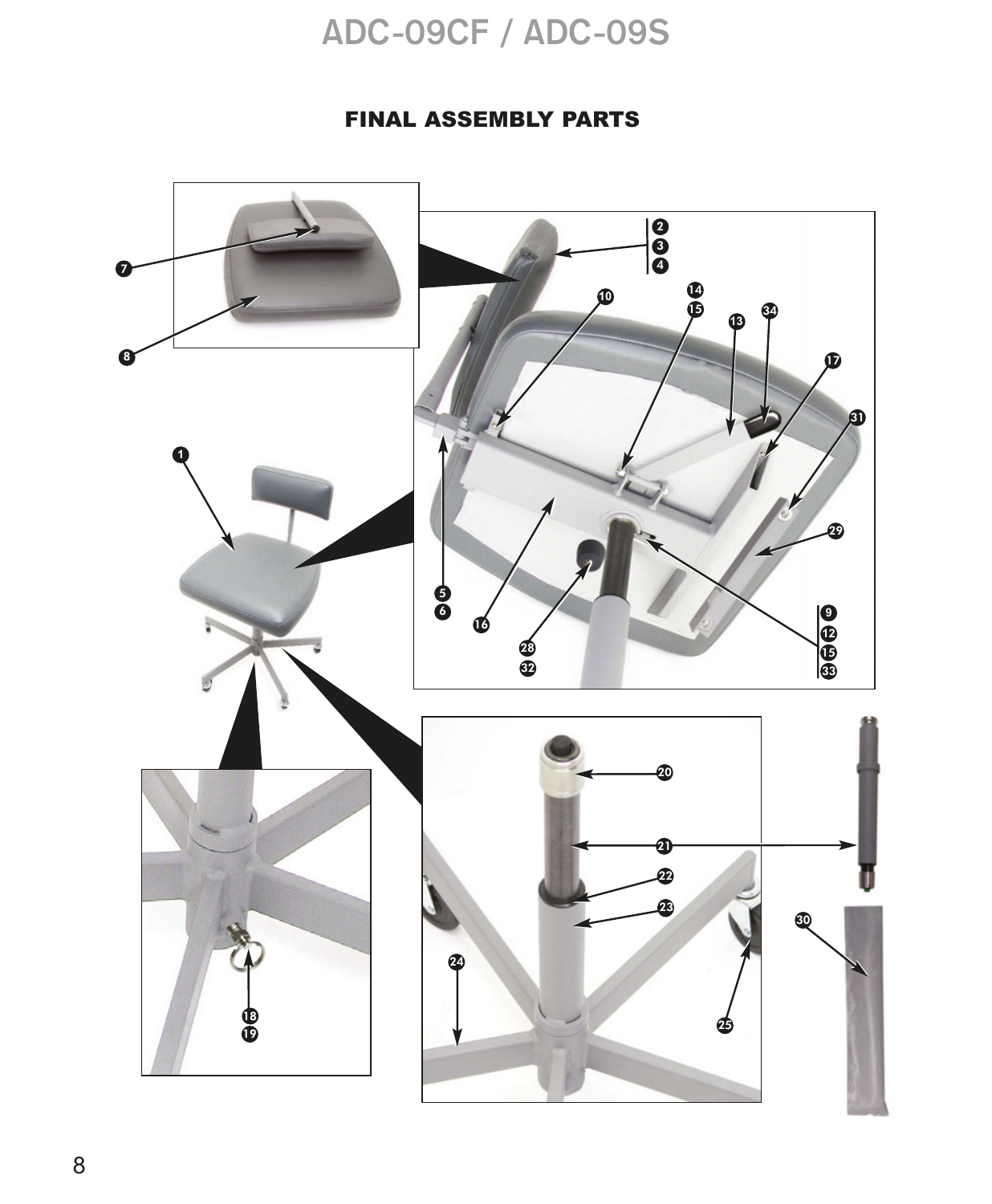## FINAL ASSEMBLY PARTS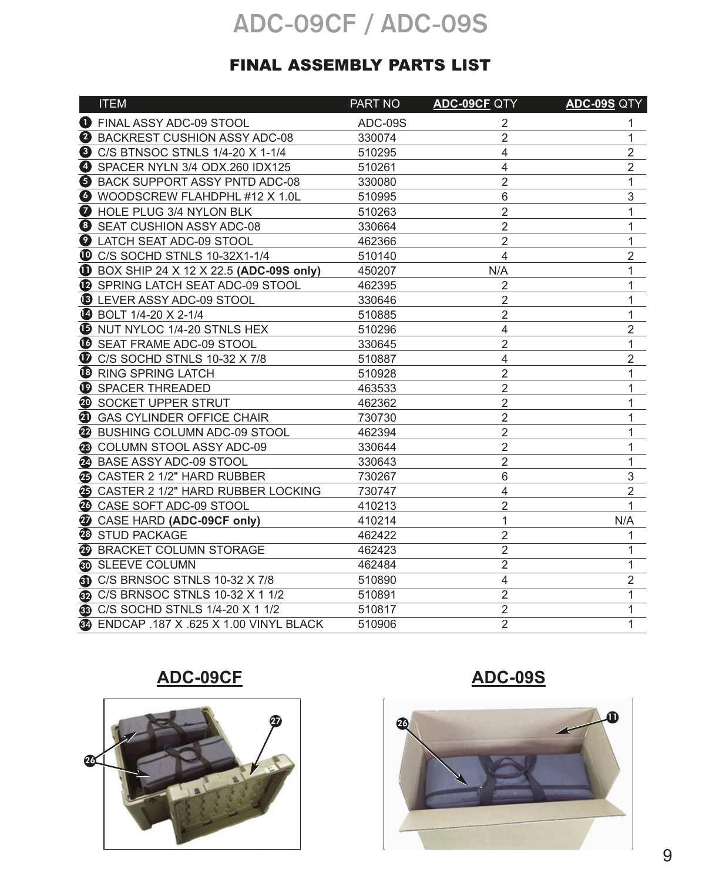# ADC-09CF / ADC-09S

## FINAL ASSEMBLY PARTS LIST

| ITEM | PART NO | **ADC-09CF** QTY | **ADC-09S** QTY |
|---|---|---|---|
| 1 FINAL ASSY ADC-09 STOOL | ADC-09S | 2 | 1 |
| 2 BACKREST CUSHION ASSY ADC-08 | 330074 | 2 | 1 |
| 3 C/S BTNSOC STNLS 1/4-20 X 1-1/4 | 510295 | 4 | 2 |
| 4 SPACER NYLN 3/4 ODX.260 IDX125 | 510261 | 4 | 2 |
| 5 BACK SUPPORT ASSY PNTD ADC-08 | 330080 | 2 | 1 |
| 6 WOODSCREW FLAHDPHL #12 X 1.0L | 510995 | 6 | 3 |
| 7 HOLE PLUG 3/4 NYLON BLK | 510263 | 2 | 1 |
| 8 SEAT CUSHION ASSY ADC-08 | 330664 | 2 | 1 |
| 9 LATCH SEAT ADC-09 STOOL | 462366 | 2 | 1 |
| 10 C/S SOCHD STNLS 10-32X1-1/4 | 510140 | 4 | 2 |
| 11 BOX SHIP 24 X 12 X 22.5 **(ADC-09S only)** | 450207 | N/A | 1 |
| 12 SPRING LATCH SEAT ADC-09 STOOL | 462395 | 2 | 1 |
| 13 LEVER ASSY ADC-09 STOOL | 330646 | 2 | 1 |
| 14 BOLT 1/4-20 X 2-1/4 | 510885 | 2 | 1 |
| 15 NUT NYLOC 1/4-20 STNLS HEX | 510296 | 4 | 2 |
| 16 SEAT FRAME ADC-09 STOOL | 330645 | 2 | 1 |
| 17 C/S SOCHD STNLS 10-32 X 7/8 | 510887 | 4 | 2 |
| 18 RING SPRING LATCH | 510928 | 2 | 1 |
| 19 SPACER THREADED | 463533 | 2 | 1 |
| 20 SOCKET UPPER STRUT | 462362 | 2 | 1 |
| 21 GAS CYLINDER OFFICE CHAIR | 730730 | 2 | 1 |
| 22 BUSHING COLUMN ADC-09 STOOL | 462394 | 2 | 1 |
| 23 COLUMN STOOL ASSY ADC-09 | 330644 | 2 | 1 |
| 24 BASE ASSY ADC-09 STOOL | 330643 | 2 | 1 |
| 25 CASTER 2 1/2" HARD RUBBER | 730267 | 6 | 3 |
| 25 CASTER 2 1/2" HARD RUBBER LOCKING | 730747 | 4 | 2 |
| 26 CASE SOFT ADC-09 STOOL | 410213 | 2 | 1 |
| 27 CASE HARD **(ADC-09CF only)** | 410214 | 1 | N/A |
| 28 STUD PACKAGE | 462422 | 2 | 1 |
| 29 BRACKET COLUMN STORAGE | 462423 | 2 | 1 |
| 30 SLEEVE COLUMN | 462484 | 2 | 1 |
| 31 C/S BRNSOC STNLS 10-32 X 7/8 | 510890 | 4 | 2 |
| 32 C/S BRNSOC STNLS 10-32 X 1 1/2 | 510891 | 2 | 1 |
| 33 C/S SOCHD STNLS 1/4-20 X 1 1/2 | 510817 | 2 | 1 |
| 34 ENDCAP .187 X .625 X 1.00 VINYL BLACK | 510906 | 2 | 1 |

**ADC-09CF**

26, 27

**ADC-09S**

26, 11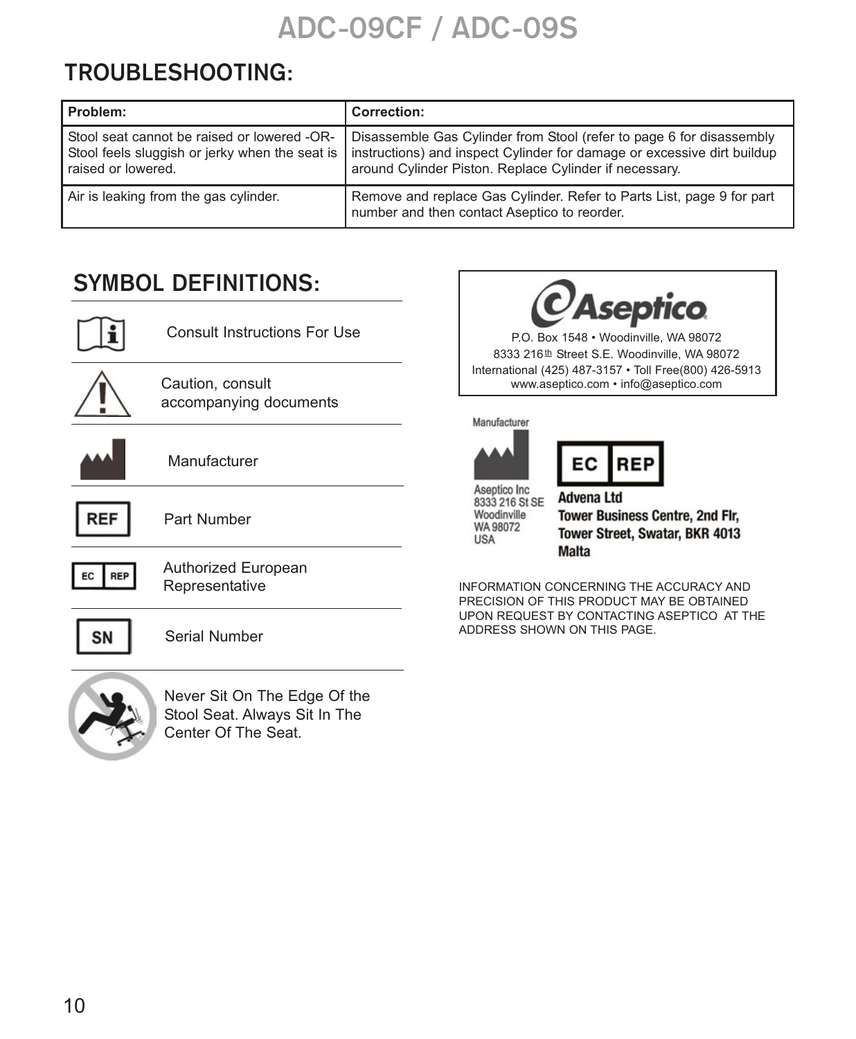# ADC-09CF / ADC-09S

## TROUBLESHOOTING:

| Problem: | Correction: |
|---|---|
| Stool seat cannot be raised or lowered -OR- Stool feels sluggish or jerky when the seat is raised or lowered. | Disassemble Gas Cylinder from Stool (refer to page 6 for disassembly instructions) and inspect Cylinder for damage or excessive dirt buildup around Cylinder Piston. Replace Cylinder if necessary. |
| Air is leaking from the gas cylinder. | Remove and replace Gas Cylinder. Refer to Parts List, page 9 for part number and then contact Aseptico to reorder. |

## SYMBOL DEFINITIONS:

| Symbol | Definition |
|---|---|
| i | Consult Instructions For Use |
| ! | Caution, consult accompanying documents |
| Manufacturer symbol | Manufacturer |
| REF | Part Number |
| EC REP | Authorized European Representative |
| SN | Serial Number |
| No edge sitting symbol | Never Sit On The Edge Of the Stool Seat. Always Sit In The Center Of The Seat. |

**Aseptico**

P.O. Box 1548 • Woodinville, WA 98072
8333 216th Street S.E. Woodinville, WA 98072
International (425) 487-3157 • Toll Free(800) 426-5913
www.aseptico.com • info@aseptico.com

Manufacturer
Aseptico Inc
8333 216 St SE
Woodinville
WA 98072
USA

EC REP
**Advena Ltd**
**Tower Business Centre, 2nd Flr,**
**Tower Street, Swatar, BKR 4013**
**Malta**

INFORMATION CONCERNING THE ACCURACY AND PRECISION OF THIS PRODUCT MAY BE OBTAINED UPON REQUEST BY CONTACTING ASEPTICO AT THE ADDRESS SHOWN ON THIS PAGE.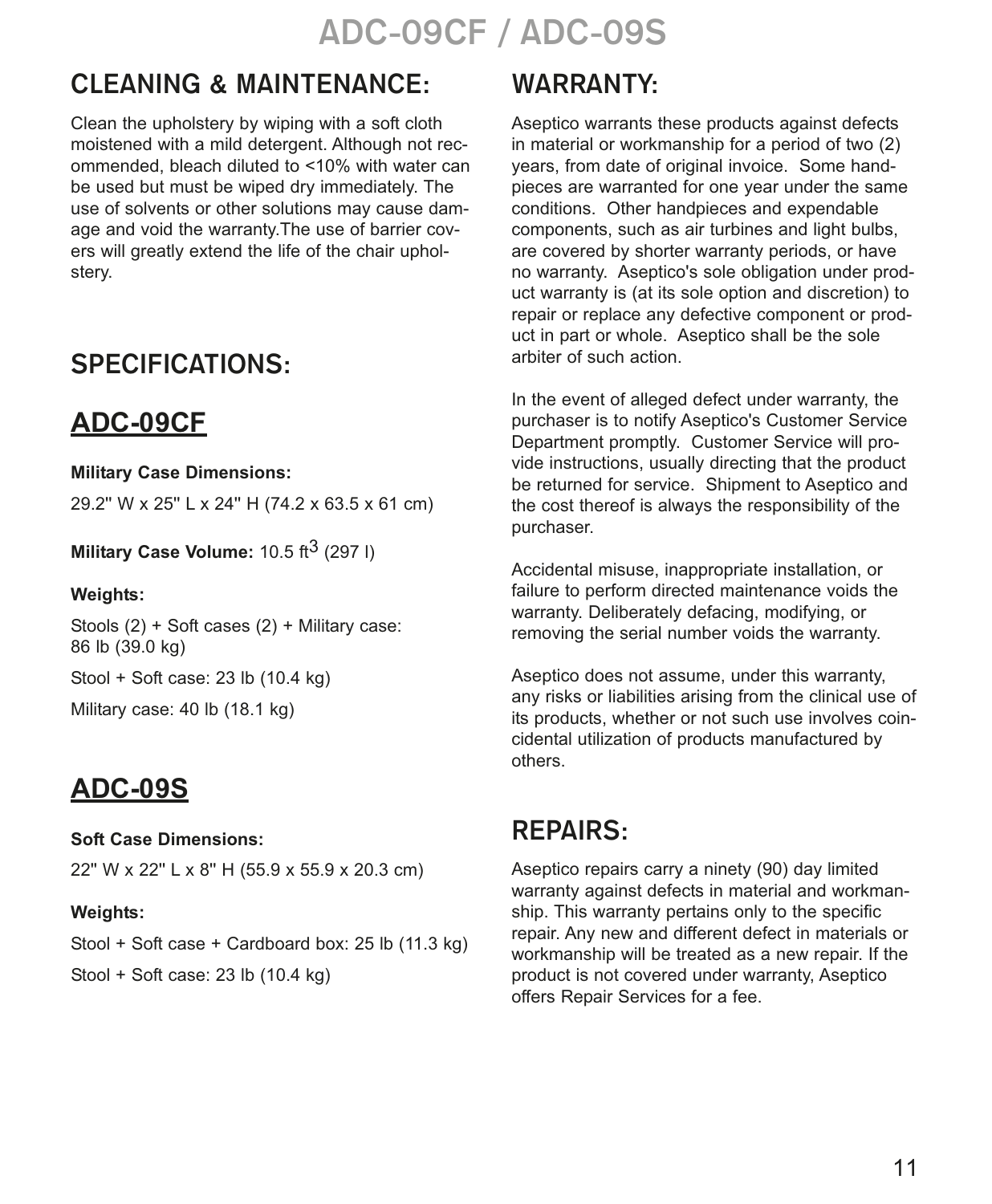# ADC-09CF / ADC-09S

## CLEANING & MAINTENANCE:

Clean the upholstery by wiping with a soft cloth moistened with a mild detergent. Although not recommended, bleach diluted to <10% with water can be used but must be wiped dry immediately. The use of solvents or other solutions may cause damage and void the warranty.The use of barrier covers will greatly extend the life of the chair upholstery.

## SPECIFICATIONS:

### ADC-09CF

**Military Case Dimensions:**

29.2" W x 25" L x 24" H (74.2 x 63.5 x 61 cm)

**Military Case Volume:** 10.5 $ft^3$ (297 l)

**Weights:**

Stools (2) + Soft cases (2) + Military case: 86 lb (39.0 kg)

Stool + Soft case: 23 lb (10.4 kg)

Military case: 40 lb (18.1 kg)

### ADC-09S

**Soft Case Dimensions:**

22" W x 22" L x 8" H (55.9 x 55.9 x 20.3 cm)

**Weights:**

Stool + Soft case + Cardboard box: 25 lb (11.3 kg)

Stool + Soft case: 23 lb (10.4 kg)

## WARRANTY:

Aseptico warrants these products against defects in material or workmanship for a period of two (2) years, from date of original invoice. Some handpieces are warranted for one year under the same conditions. Other handpieces and expendable components, such as air turbines and light bulbs, are covered by shorter warranty periods, or have no warranty. Aseptico's sole obligation under product warranty is (at its sole option and discretion) to repair or replace any defective component or product in part or whole. Aseptico shall be the sole arbiter of such action.

In the event of alleged defect under warranty, the purchaser is to notify Aseptico's Customer Service Department promptly. Customer Service will provide instructions, usually directing that the product be returned for service. Shipment to Aseptico and the cost thereof is always the responsibility of the purchaser.

Accidental misuse, inappropriate installation, or failure to perform directed maintenance voids the warranty. Deliberately defacing, modifying, or removing the serial number voids the warranty.

Aseptico does not assume, under this warranty, any risks or liabilities arising from the clinical use of its products, whether or not such use involves coincidental utilization of products manufactured by others.

## REPAIRS:

Aseptico repairs carry a ninety (90) day limited warranty against defects in material and workmanship. This warranty pertains only to the specific repair. Any new and different defect in materials or workmanship will be treated as a new repair. If the product is not covered under warranty, Aseptico offers Repair Services for a fee.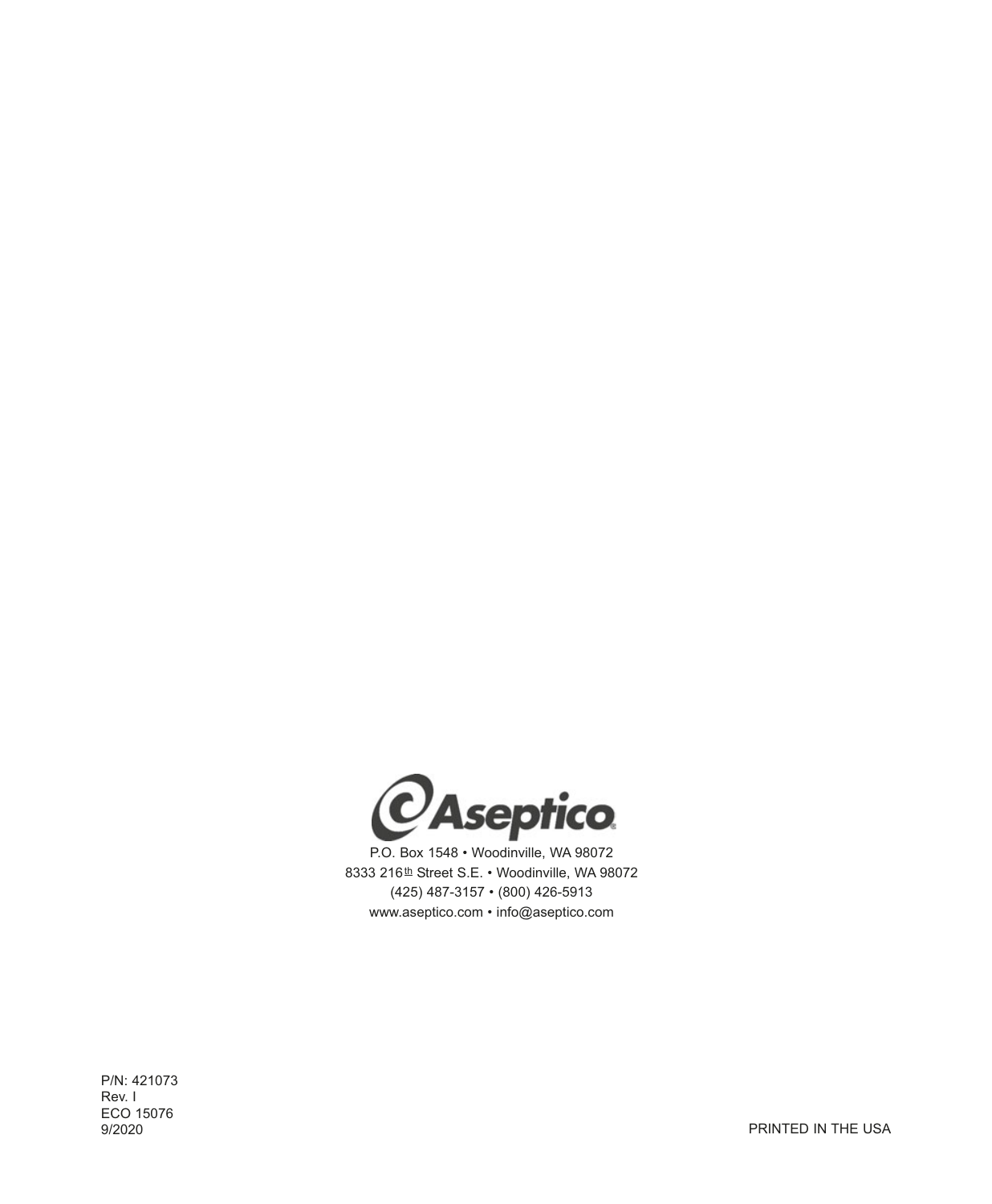Aseptico

P.O. Box 1548 • Woodinville, WA 98072
8333 216th Street S.E. • Woodinville, WA 98072
(425) 487-3157 • (800) 426-5913
www.aseptico.com • info@aseptico.com

P/N: 421073
Rev. I
ECO 15076
9/2020

PRINTED IN THE USA